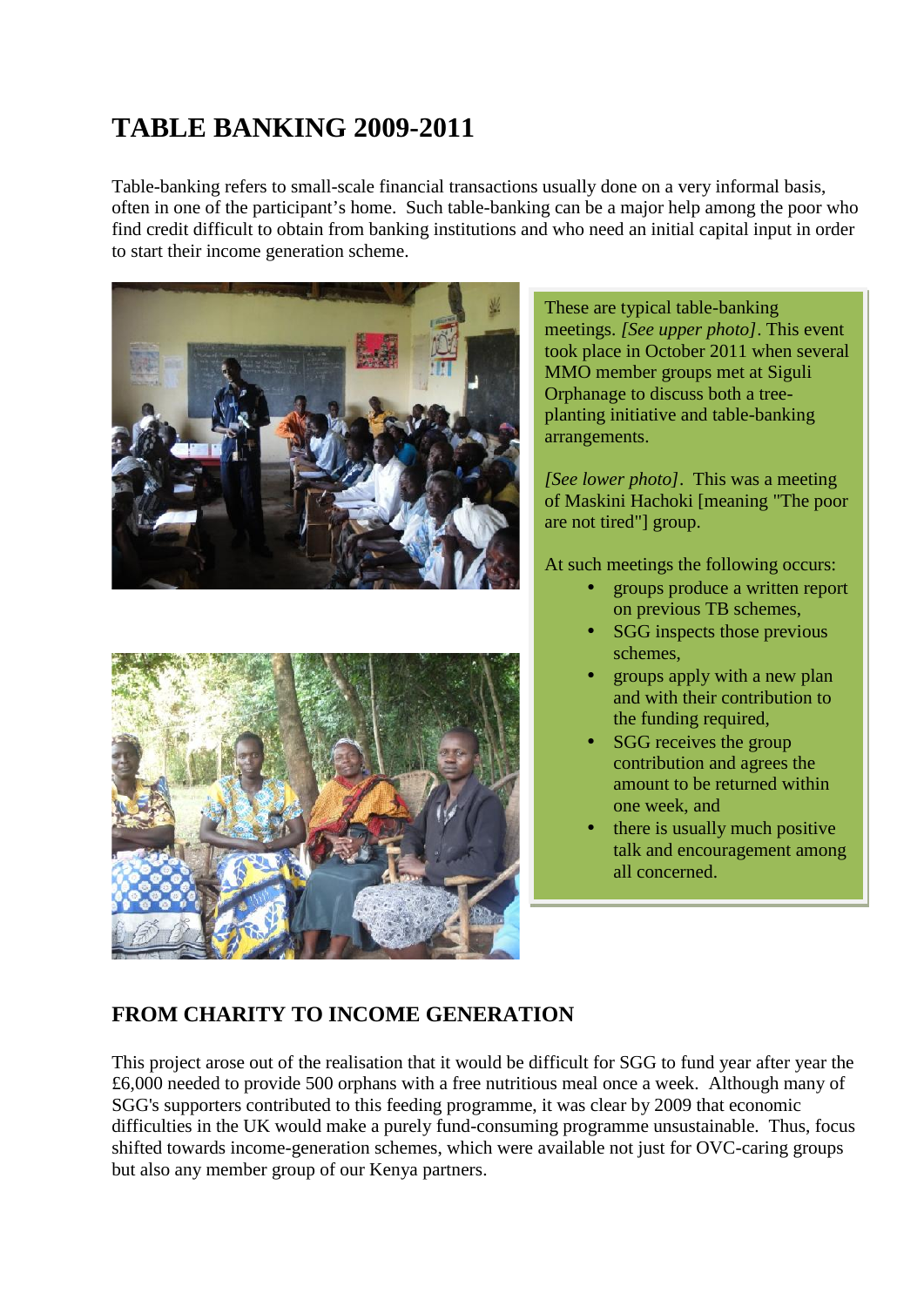# TABLE BANKING 2009-2011

Table-banking refers to small-scale financial transactions usually done on a very informal basis, often in one of the participant's home. Such table-banking can be a major help among the poor who find credit difficult to obtain from banking institutions and who need an initial capital input in order to start their income generation scheme.

These are typical table-banking meetings. *[See upper photo]*. This event took place in October 2011 when several MMO member groups met at Siguli Orphanage to discuss both a tree-planting initiative and table-banking arrangements.

*[See lower photo]*. This was a meeting of Maskini Hachoki [meaning "The poor are not tired"] group.

At such meetings the following occurs:

- groups produce a written report on previous TB schemes,
- SGG inspects those previous schemes,
- groups apply with a new plan and with their contribution to the funding required,
- SGG receives the group contribution and agrees the amount to be returned within one week, and
- there is usually much positive talk and encouragement among all concerned.

## FROM CHARITY TO INCOME GENERATION

This project arose out of the realisation that it would be difficult for SGG to fund year after year the £6,000 needed to provide 500 orphans with a free nutritious meal once a week. Although many of SGG's supporters contributed to this feeding programme, it was clear by 2009 that economic difficulties in the UK would make a purely fund-consuming programme unsustainable. Thus, focus shifted towards income-generation schemes, which were available not just for OVC-caring groups but also any member group of our Kenya partners.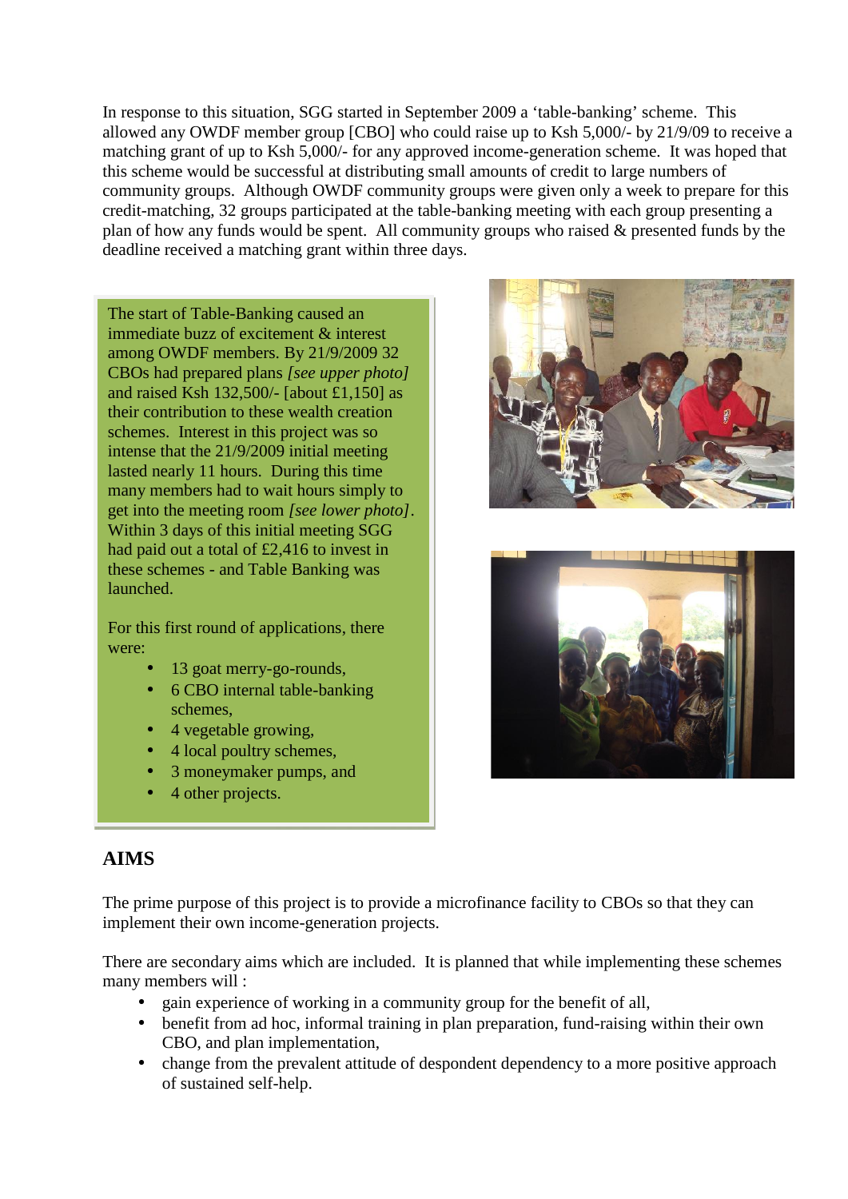In response to this situation, SGG started in September 2009 a 'table-banking' scheme. This allowed any OWDF member group [CBO] who could raise up to Ksh 5,000/- by 21/9/09 to receive a matching grant of up to Ksh 5,000/- for any approved income-generation scheme. It was hoped that this scheme would be successful at distributing small amounts of credit to large numbers of community groups. Although OWDF community groups were given only a week to prepare for this credit-matching, 32 groups participated at the table-banking meeting with each group presenting a plan of how any funds would be spent. All community groups who raised & presented funds by the deadline received a matching grant within three days.

The start of Table-Banking caused an immediate buzz of excitement & interest among OWDF members. By 21/9/2009 32 CBOs had prepared plans *[see upper photo]* and raised Ksh 132,500/- [about £1,150] as their contribution to these wealth creation schemes. Interest in this project was so intense that the 21/9/2009 initial meeting lasted nearly 11 hours. During this time many members had to wait hours simply to get into the meeting room *[see lower photo]*. Within 3 days of this initial meeting SGG had paid out a total of £2,416 to invest in these schemes - and Table Banking was launched.

For this first round of applications, there were:

- 13 goat merry-go-rounds,
- 6 CBO internal table-banking schemes,
- 4 vegetable growing,
- 4 local poultry schemes,
- 3 moneymaker pumps, and
- 4 other projects.

## AIMS

The prime purpose of this project is to provide a microfinance facility to CBOs so that they can implement their own income-generation projects.

There are secondary aims which are included. It is planned that while implementing these schemes many members will :

- gain experience of working in a community group for the benefit of all,
- benefit from ad hoc, informal training in plan preparation, fund-raising within their own CBO, and plan implementation,
- change from the prevalent attitude of despondent dependency to a more positive approach of sustained self-help.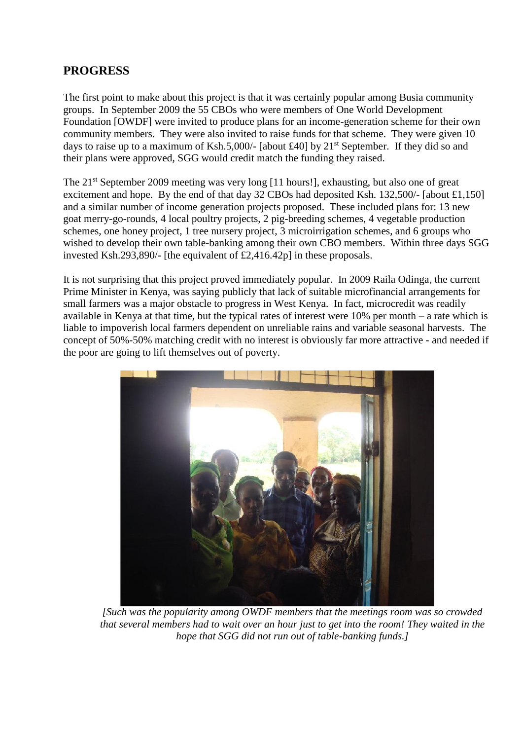## PROGRESS

The first point to make about this project is that it was certainly popular among Busia community groups. In September 2009 the 55 CBOs who were members of One World Development Foundation [OWDF] were invited to produce plans for an income-generation scheme for their own community members. They were also invited to raise funds for that scheme. They were given 10 days to raise up to a maximum of Ksh.5,000/- [about £40] by 21st September. If they did so and their plans were approved, SGG would credit match the funding they raised.

The 21st September 2009 meeting was very long [11 hours!], exhausting, but also one of great excitement and hope. By the end of that day 32 CBOs had deposited Ksh. 132,500/- [about £1,150] and a similar number of income generation projects proposed. These included plans for: 13 new goat merry-go-rounds, 4 local poultry projects, 2 pig-breeding schemes, 4 vegetable production schemes, one honey project, 1 tree nursery project, 3 microirrigation schemes, and 6 groups who wished to develop their own table-banking among their own CBO members. Within three days SGG invested Ksh.293,890/- [the equivalent of £2,416.42p] in these proposals.

It is not surprising that this project proved immediately popular. In 2009 Raila Odinga, the current Prime Minister in Kenya, was saying publicly that lack of suitable microfinancial arrangements for small farmers was a major obstacle to progress in West Kenya. In fact, microcredit was readily available in Kenya at that time, but the typical rates of interest were 10% per month – a rate which is liable to impoverish local farmers dependent on unreliable rains and variable seasonal harvests. The concept of 50%-50% matching credit with no interest is obviously far more attractive - and needed if the poor are going to lift themselves out of poverty.

*[Such was the popularity among OWDF members that the meetings room was so crowded that several members had to wait over an hour just to get into the room! They waited in the hope that SGG did not run out of table-banking funds.]*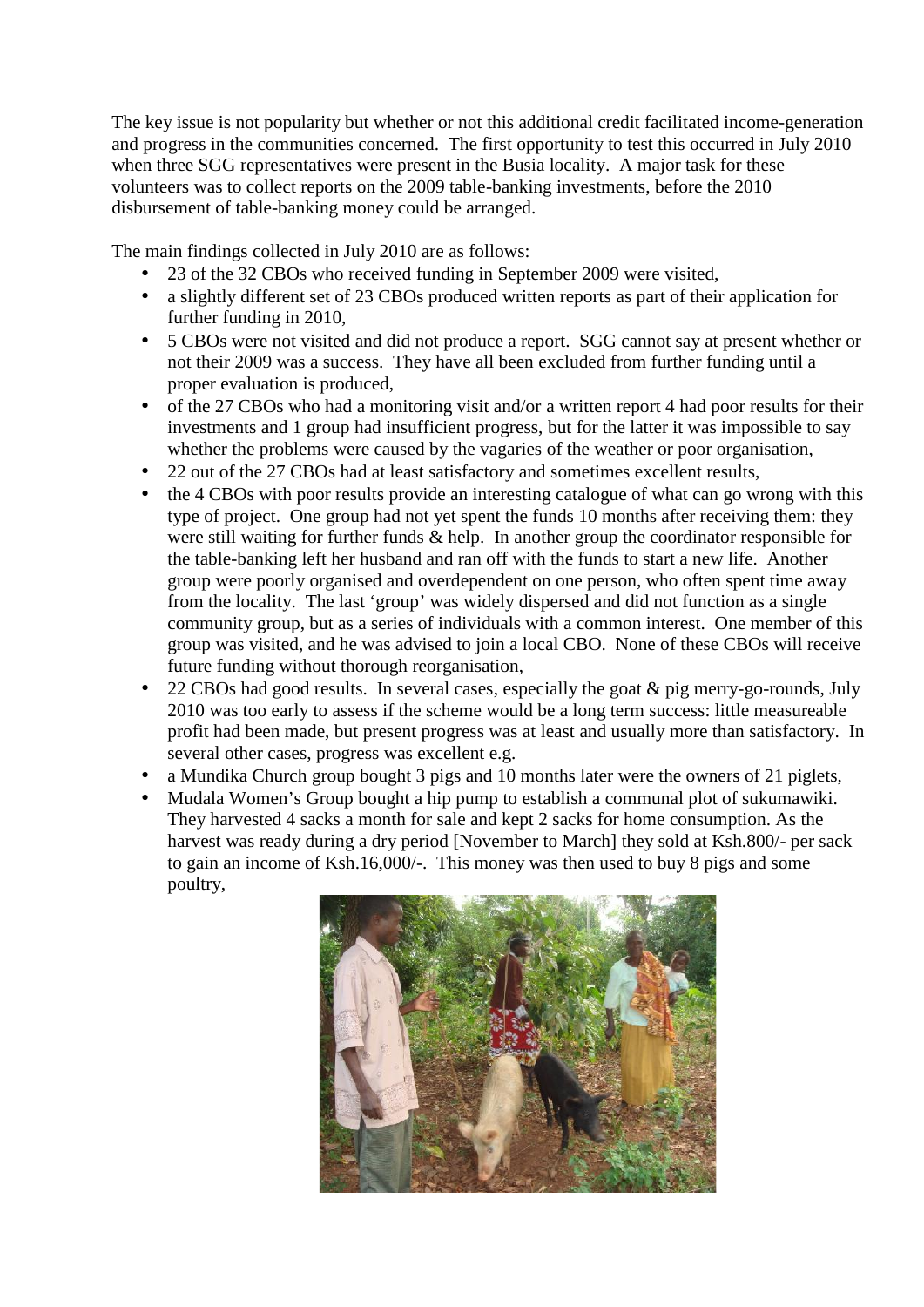The key issue is not popularity but whether or not this additional credit facilitated income-generation and progress in the communities concerned. The first opportunity to test this occurred in July 2010 when three SGG representatives were present in the Busia locality. A major task for these volunteers was to collect reports on the 2009 table-banking investments, before the 2010 disbursement of table-banking money could be arranged.

The main findings collected in July 2010 are as follows:

- 23 of the 32 CBOs who received funding in September 2009 were visited,
- a slightly different set of 23 CBOs produced written reports as part of their application for further funding in 2010,
- 5 CBOs were not visited and did not produce a report. SGG cannot say at present whether or not their 2009 was a success. They have all been excluded from further funding until a proper evaluation is produced,
- of the 27 CBOs who had a monitoring visit and/or a written report 4 had poor results for their investments and 1 group had insufficient progress, but for the latter it was impossible to say whether the problems were caused by the vagaries of the weather or poor organisation,
- 22 out of the 27 CBOs had at least satisfactory and sometimes excellent results,
- the 4 CBOs with poor results provide an interesting catalogue of what can go wrong with this type of project. One group had not yet spent the funds 10 months after receiving them: they were still waiting for further funds & help. In another group the coordinator responsible for the table-banking left her husband and ran off with the funds to start a new life. Another group were poorly organised and overdependent on one person, who often spent time away from the locality. The last 'group' was widely dispersed and did not function as a single community group, but as a series of individuals with a common interest. One member of this group was visited, and he was advised to join a local CBO. None of these CBOs will receive future funding without thorough reorganisation,
- 22 CBOs had good results. In several cases, especially the goat & pig merry-go-rounds, July 2010 was too early to assess if the scheme would be a long term success: little measureable profit had been made, but present progress was at least and usually more than satisfactory. In several other cases, progress was excellent e.g.
- a Mundika Church group bought 3 pigs and 10 months later were the owners of 21 piglets,
- Mudala Women's Group bought a hip pump to establish a communal plot of sukumawiki. They harvested 4 sacks a month for sale and kept 2 sacks for home consumption. As the harvest was ready during a dry period [November to March] they sold at Ksh.800/- per sack to gain an income of Ksh.16,000/-. This money was then used to buy 8 pigs and some poultry,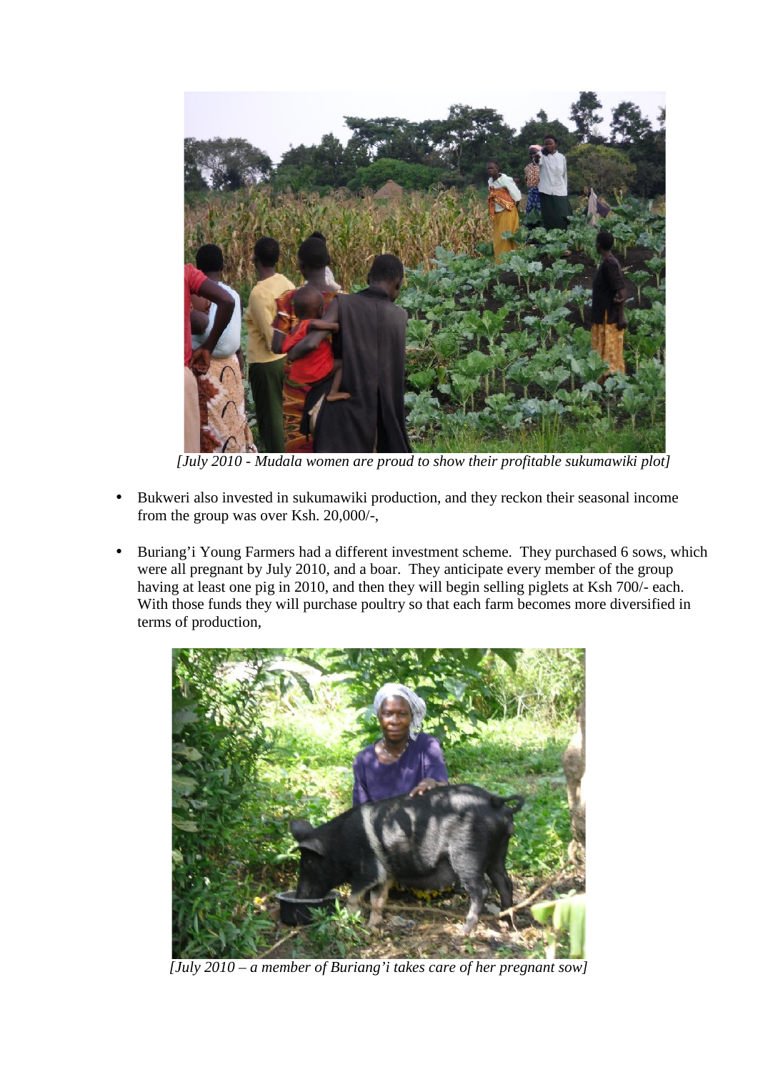*[July 2010 - Mudala women are proud to show their profitable sukumawiki plot]*

- Bukweri also invested in sukumawiki production, and they reckon their seasonal income from the group was over Ksh. 20,000/-,

- Buriang'i Young Farmers had a different investment scheme. They purchased 6 sows, which were all pregnant by July 2010, and a boar. They anticipate every member of the group having at least one pig in 2010, and then they will begin selling piglets at Ksh 700/- each. With those funds they will purchase poultry so that each farm becomes more diversified in terms of production,

*[July 2010 – a member of Buriang'i takes care of her pregnant sow]*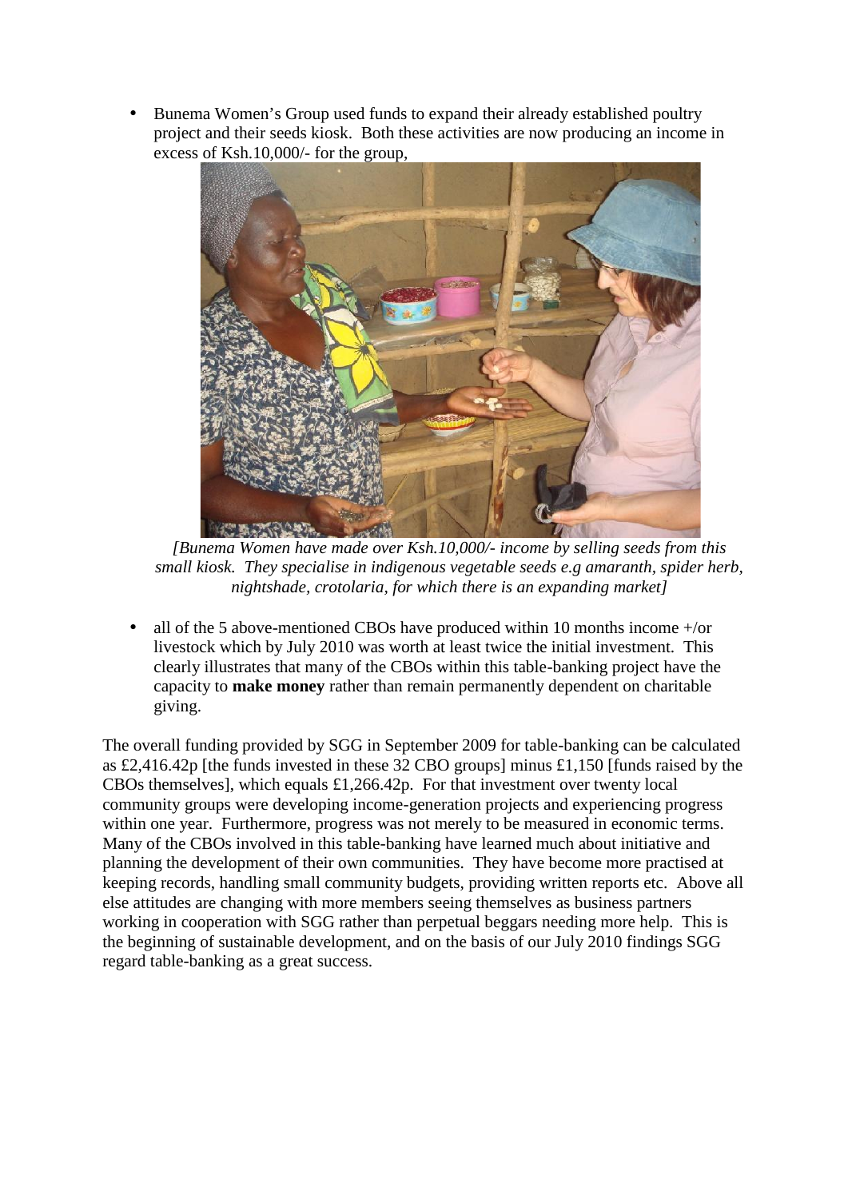- Bunema Women's Group used funds to expand their already established poultry project and their seeds kiosk. Both these activities are now producing an income in excess of Ksh.10,000/- for the group,

*[Bunema Women have made over Ksh.10,000/- income by selling seeds from this small kiosk. They specialise in indigenous vegetable seeds e.g amaranth, spider herb, nightshade, crotolaria, for which there is an expanding market]*

- all of the 5 above-mentioned CBOs have produced within 10 months income +/or livestock which by July 2010 was worth at least twice the initial investment. This clearly illustrates that many of the CBOs within this table-banking project have the capacity to **make money** rather than remain permanently dependent on charitable giving.

The overall funding provided by SGG in September 2009 for table-banking can be calculated as £2,416.42p [the funds invested in these 32 CBO groups] minus £1,150 [funds raised by the CBOs themselves], which equals £1,266.42p. For that investment over twenty local community groups were developing income-generation projects and experiencing progress within one year. Furthermore, progress was not merely to be measured in economic terms. Many of the CBOs involved in this table-banking have learned much about initiative and planning the development of their own communities. They have become more practised at keeping records, handling small community budgets, providing written reports etc. Above all else attitudes are changing with more members seeing themselves as business partners working in cooperation with SGG rather than perpetual beggars needing more help. This is the beginning of sustainable development, and on the basis of our July 2010 findings SGG regard table-banking as a great success.